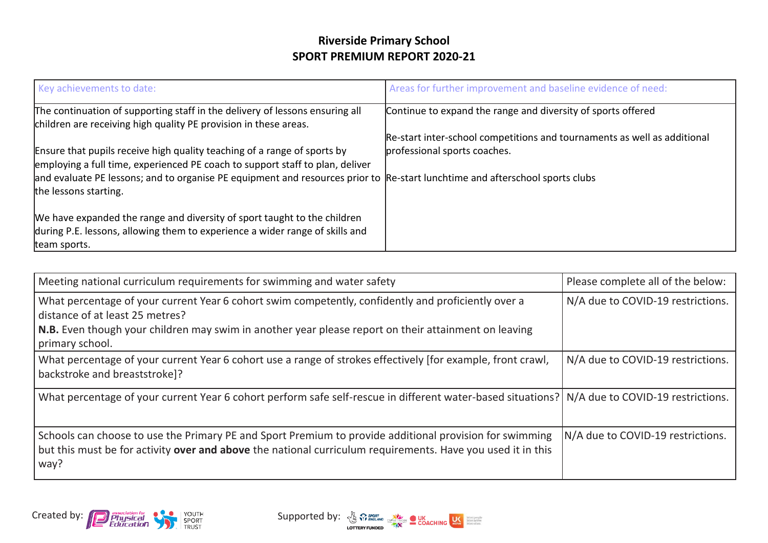# Riverside Primary School
## SPORT PREMIUM REPORT 2020-21

| Key achievements to date: | Areas for further improvement and baseline evidence of need: |
|---|---|
| The continuation of supporting staff in the delivery of lessons ensuring all children are receiving high quality PE provision in these areas.<br><br>Ensure that pupils receive high quality teaching of a range of sports by employing a full time, experienced PE coach to support staff to plan, deliver and evaluate PE lessons; and to organise PE equipment and resources prior to the lessons starting.<br><br>We have expanded the range and diversity of sport taught to the children during P.E. lessons, allowing them to experience a wider range of skills and team sports. | Continue to expand the range and diversity of sports offered<br><br>Re-start inter-school competitions and tournaments as well as additional professional sports coaches.<br><br>Re-start lunchtime and afterschool sports clubs |

| Meeting national curriculum requirements for swimming and water safety | Please complete all of the below: |
|---|---|
| What percentage of your current Year 6 cohort swim competently, confidently and proficiently over a distance of at least 25 metres?<br>**N.B.** Even though your children may swim in another year please report on their attainment on leaving primary school. | N/A due to COVID-19 restrictions. |
| What percentage of your current Year 6 cohort use a range of strokes effectively [for example, front crawl, backstroke and breaststroke]? | N/A due to COVID-19 restrictions. |
| What percentage of your current Year 6 cohort perform safe self-rescue in different water-based situations? | N/A due to COVID-19 restrictions. |
| Schools can choose to use the Primary PE and Sport Premium to provide additional provision for swimming but this must be for activity **over and above** the national curriculum requirements. Have you used it in this way? | N/A due to COVID-19 restrictions. |

Created by: Association for Physical Education, Youth Sport Trust

Supported by: Sport England, Lottery Funded, CSPN, UK Coaching, UK Active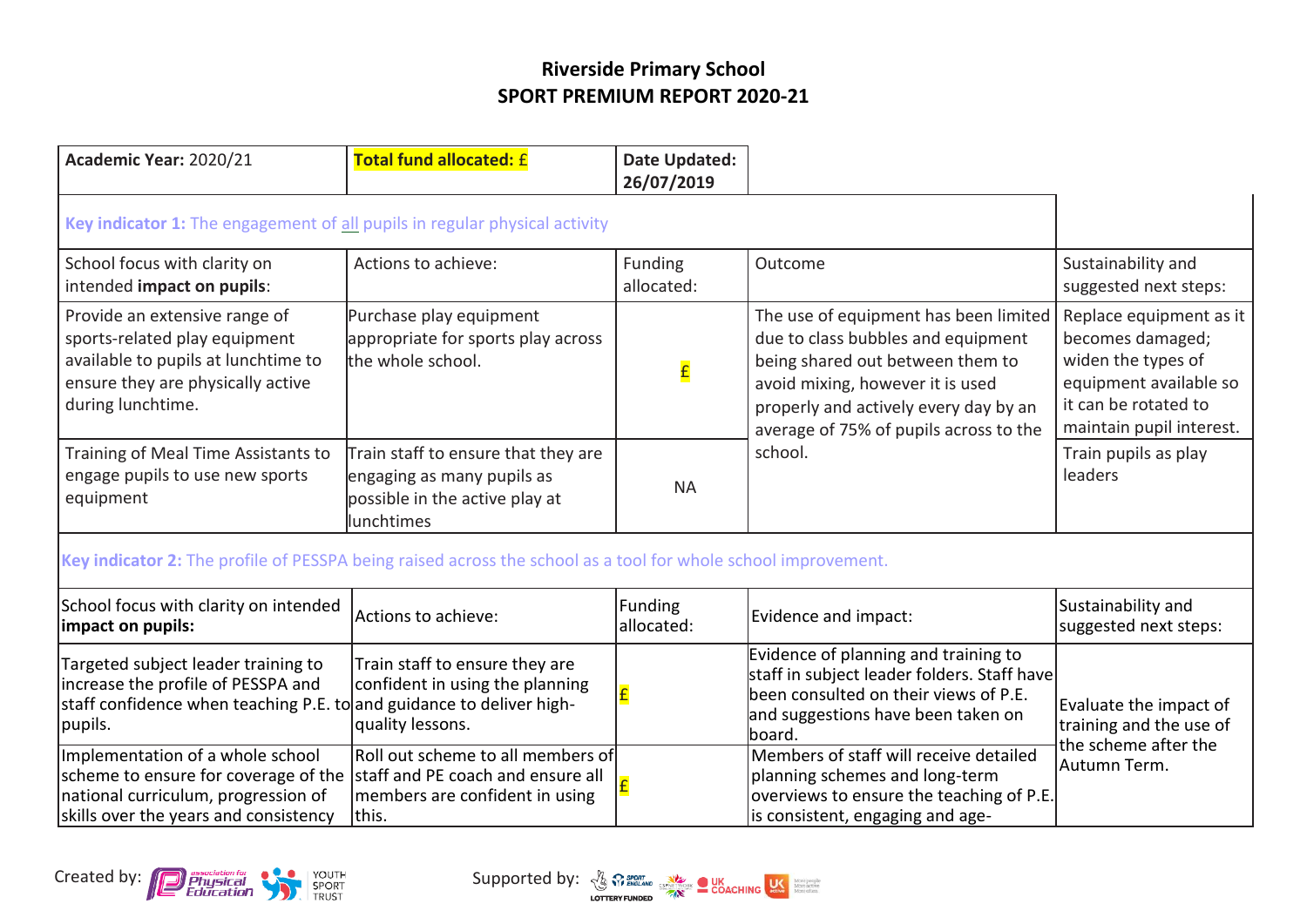# Riverside Primary School
## SPORT PREMIUM REPORT 2020-21

| Academic Year: 2020/21 | Total fund allocated: £ | Date Updated: 26/07/2019 | | |
|---|---|---|---|---|
| **Key indicator 1:** The engagement of all pupils in regular physical activity | | | | |
| School focus with clarity on intended **impact on pupils**: | Actions to achieve: | Funding allocated: | Outcome | Sustainability and suggested next steps: |
| Provide an extensive range of sports-related play equipment available to pupils at lunchtime to ensure they are physically active during lunchtime. | Purchase play equipment appropriate for sports play across the whole school. | £ | The use of equipment has been limited due to class bubbles and equipment being shared out between them to avoid mixing, however it is used properly and actively every day by an average of 75% of pupils across to the school. | Replace equipment as it becomes damaged; widen the types of equipment available so it can be rotated to maintain pupil interest. |
| Training of Meal Time Assistants to engage pupils to use new sports equipment | Train staff to ensure that they are engaging as many pupils as possible in the active play at lunchtimes | NA | | Train pupils as play leaders |
| **Key indicator 2:** The profile of PESSPA being raised across the school as a tool for whole school improvement. | | | | |
| School focus with clarity on intended **impact on pupils:** | Actions to achieve: | Funding allocated: | Evidence and impact: | Sustainability and suggested next steps: |
| Targeted subject leader training to increase the profile of PESSPA and staff confidence when teaching P.E. to pupils. | Train staff to ensure they are confident in using the planning and guidance to deliver high-quality lessons. | £ | Evidence of planning and training to staff in subject leader folders. Staff have been consulted on their views of P.E. and suggestions have been taken on board. | Evaluate the impact of training and the use of the scheme after the Autumn Term. |
| Implementation of a whole school scheme to ensure for coverage of the national curriculum, progression of skills over the years and consistency | Roll out scheme to all members of staff and PE coach and ensure all members are confident in using this. | £ | Members of staff will receive detailed planning schemes and long-term overviews to ensure the teaching of P.E. is consistent, engaging and age- | |

Created by: Association for Physical Education, Youth Sport Trust

Supported by: Sport England, Lottery Funded, CSPNetwork, UK Coaching, UK Active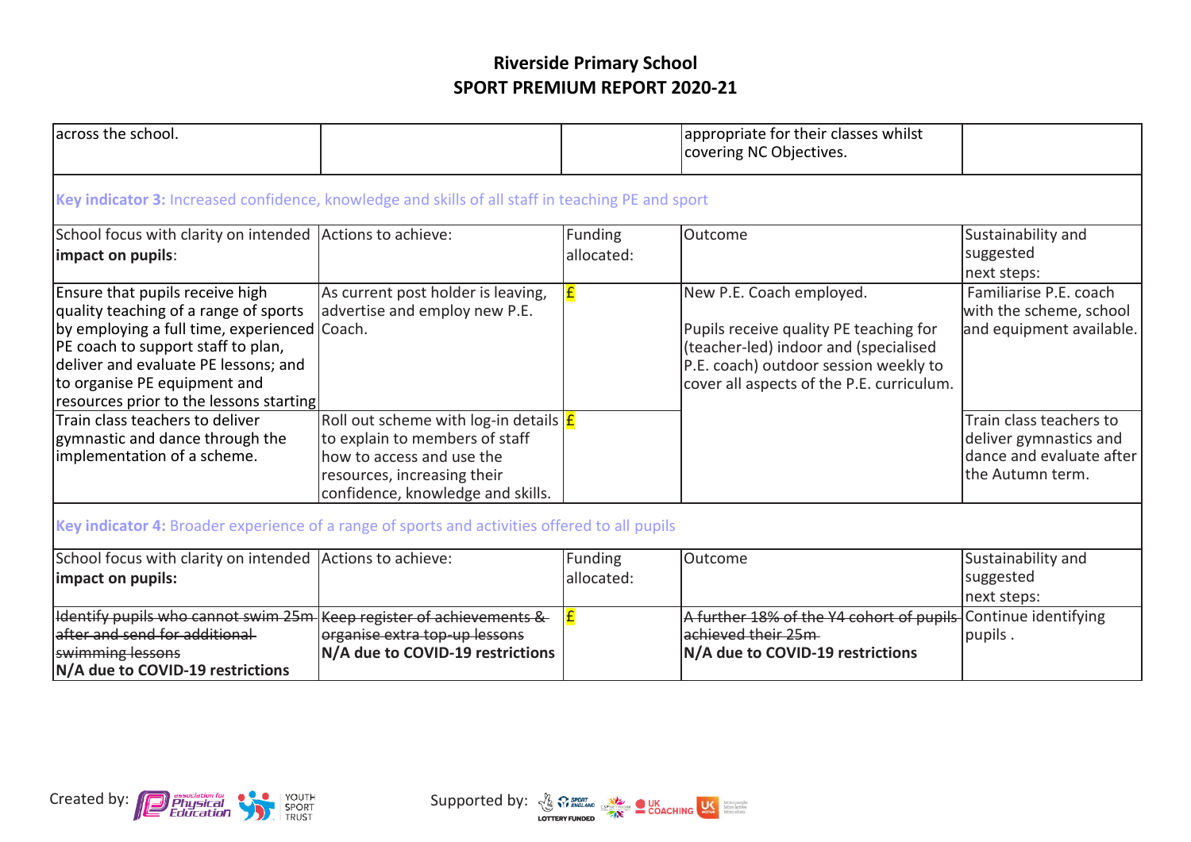# Riverside Primary School
## SPORT PREMIUM REPORT 2020-21

| | | | | |
|---|---|---|---|---|
| across the school. | | | appropriate for their classes whilst covering NC Objectives. | |

**Key indicator 3:** Increased confidence, knowledge and skills of all staff in teaching PE and sport

| School focus with clarity on intended **impact on pupils**: | Actions to achieve: | Funding allocated: | Outcome | Sustainability and suggested next steps: |
|---|---|---|---|---|
| Ensure that pupils receive high quality teaching of a range of sports by employing a full time, experienced PE coach to support staff to plan, deliver and evaluate PE lessons; and to organise PE equipment and resources prior to the lessons starting | As current post holder is leaving, advertise and employ new P.E. Coach. | £ | New P.E. Coach employed.<br><br>Pupils receive quality PE teaching for (teacher-led) indoor and (specialised P.E. coach) outdoor session weekly to cover all aspects of the P.E. curriculum. | Familiarise P.E. coach with the scheme, school and equipment available. |
| Train class teachers to deliver gymnastic and dance through the implementation of a scheme. | Roll out scheme with log-in details to explain to members of staff how to access and use the resources, increasing their confidence, knowledge and skills. | £ | | Train class teachers to deliver gymnastics and dance and evaluate after the Autumn term. |

**Key indicator 4:** Broader experience of a range of sports and activities offered to all pupils

| School focus with clarity on intended **impact on pupils:** | Actions to achieve: | Funding allocated: | Outcome | Sustainability and suggested next steps: |
|---|---|---|---|---|
| ~~Identify pupils who cannot swim 25m after and send for additional swimming lessons~~<br>**N/A due to COVID-19 restrictions** | ~~Keep register of achievements & organise extra top-up lessons~~<br>**N/A due to COVID-19 restrictions** | £ | ~~A further 18% of the Y4 cohort of pupils achieved their 25m~~<br>**N/A due to COVID-19 restrictions** | Continue identifying pupils . |

Created by: association for Physical Education, YOUTH SPORT TRUST

Supported by: SPORT ENGLAND, LOTTERY FUNDED, UK COACHING, UK active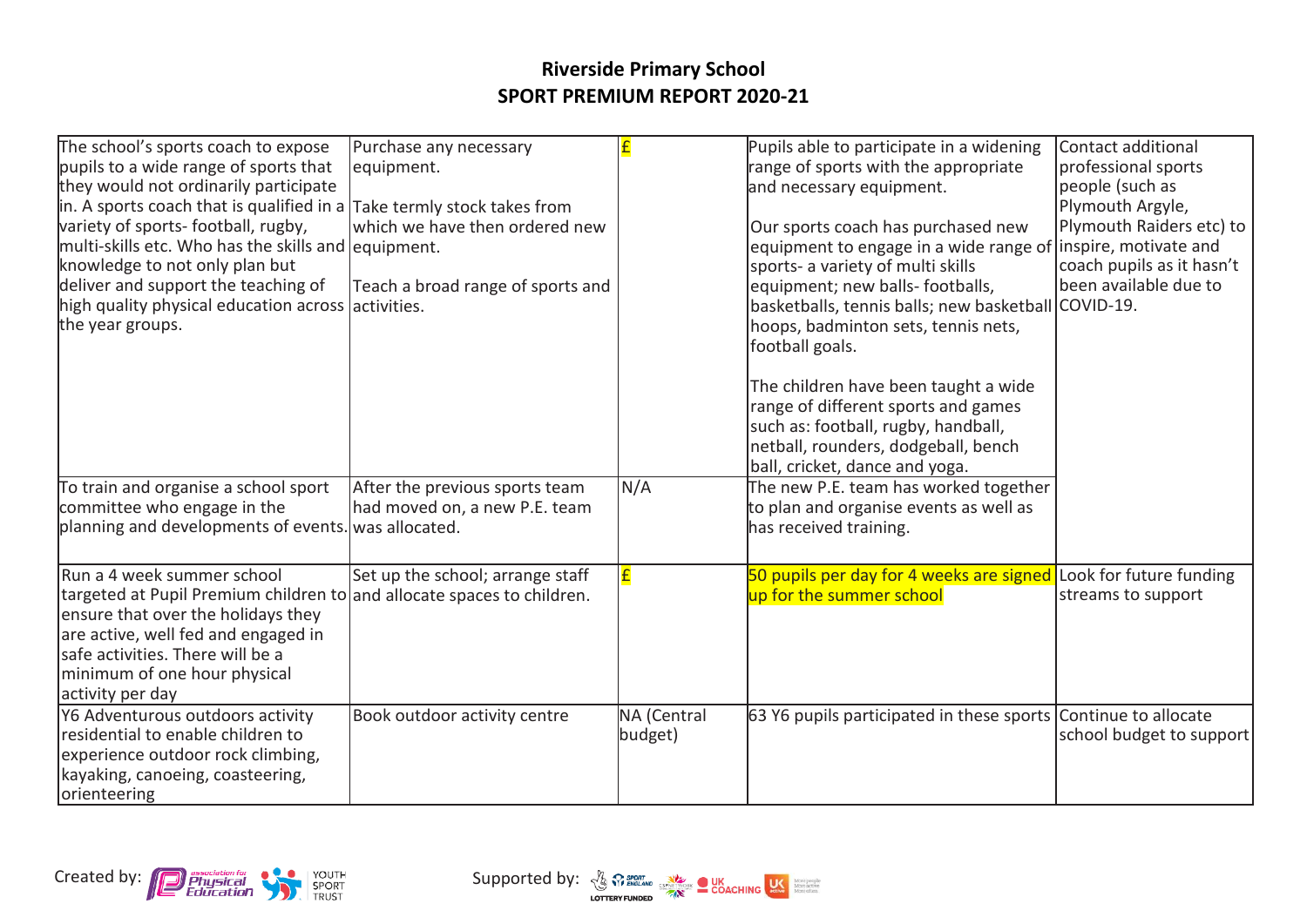**Riverside Primary School**
**SPORT PREMIUM REPORT 2020-21**

| | | | | |
|---|---|---|---|---|
| The school's sports coach to expose pupils to a wide range of sports that they would not ordinarily participate in. A sports coach that is qualified in a variety of sports- football, rugby, multi-skills etc. Who has the skills and knowledge to not only plan but deliver and support the teaching of high quality physical education across the year groups. | Purchase any necessary equipment.<br><br>Take termly stock takes from which we have then ordered new equipment.<br><br>Teach a broad range of sports and activities. | £ | Pupils able to participate in a widening range of sports with the appropriate and necessary equipment.<br><br>Our sports coach has purchased new equipment to engage in a wide range of sports- a variety of multi skills equipment; new balls- footballs, basketballs, tennis balls; new basketball hoops, badminton sets, tennis nets, football goals.<br><br>The children have been taught a wide range of different sports and games such as: football, rugby, handball, netball, rounders, dodgeball, bench ball, cricket, dance and yoga. | Contact additional professional sports people (such as Plymouth Argyle, Plymouth Raiders etc) to inspire, motivate and coach pupils as it hasn't been available due to COVID-19. |
| To train and organise a school sport committee who engage in the planning and developments of events. | After the previous sports team had moved on, a new P.E. team was allocated. | N/A | The new P.E. team has worked together to plan and organise events as well as has received training. | |
| Run a 4 week summer school targeted at Pupil Premium children to ensure that over the holidays they are active, well fed and engaged in safe activities. There will be a minimum of one hour physical activity per day | Set up the school; arrange staff and allocate spaces to children. | £ | 50 pupils per day for 4 weeks are signed up for the summer school | Look for future funding streams to support |
| Y6 Adventurous outdoors activity residential to enable children to experience outdoor rock climbing, kayaking, canoeing, coasteering, orienteering | Book outdoor activity centre | NA (Central budget) | 63 Y6 pupils participated in these sports | Continue to allocate school budget to support |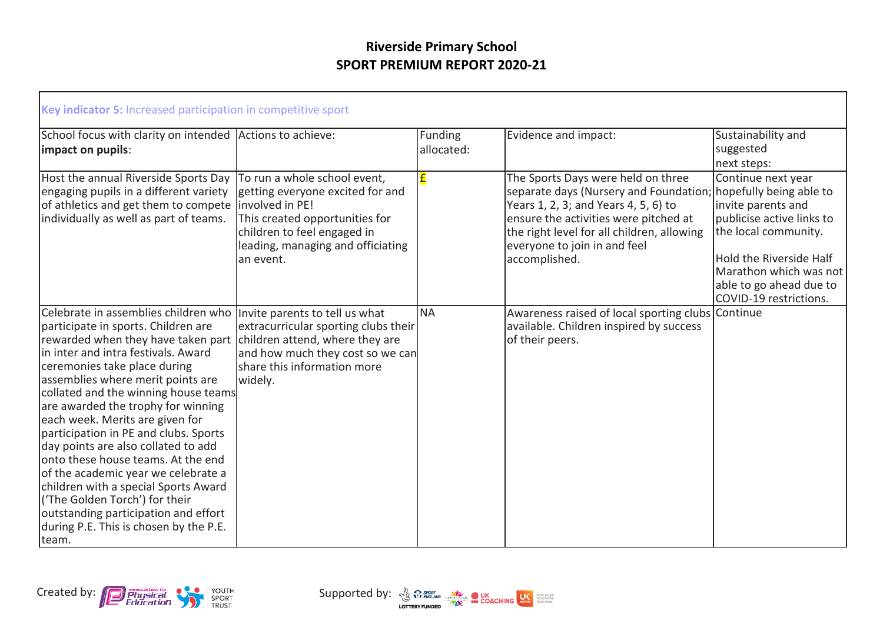**Riverside Primary School**
**SPORT PREMIUM REPORT 2020-21**

| Key indicator 5: Increased participation in competitive sport | | | | |
|---|---|---|---|---|
| School focus with clarity on intended **impact on pupils**: | Actions to achieve: | Funding allocated: | Evidence and impact: | Sustainability and suggested next steps: |
| Host the annual Riverside Sports Day engaging pupils in a different variety of athletics and get them to compete individually as well as part of teams. | To run a whole school event, getting everyone excited for and involved in PE! This created opportunities for children to feel engaged in leading, managing and officiating an event. | £ | The Sports Days were held on three separate days (Nursery and Foundation; Years 1, 2, 3; and Years 4, 5, 6) to ensure the activities were pitched at the right level for all children, allowing everyone to join in and feel accomplished. | Continue next year hopefully being able to invite parents and publicise active links to the local community.<br><br>Hold the Riverside Half Marathon which was not able to go ahead due to COVID-19 restrictions. |
| Celebrate in assemblies children who participate in sports. Children are rewarded when they have taken part in inter and intra festivals. Award ceremonies take place during assemblies where merit points are collated and the winning house teams are awarded the trophy for winning each week. Merits are given for participation in PE and clubs. Sports day points are also collated to add onto these house teams. At the end of the academic year we celebrate a children with a special Sports Award ('The Golden Torch') for their outstanding participation and effort during P.E. This is chosen by the P.E. team. | Invite parents to tell us what extracurricular sporting clubs their children attend, where they are and how much they cost so we can share this information more widely. | NA | Awareness raised of local sporting clubs available. Children inspired by success of their peers. | Continue |

Created by: association for Physical Education, YOUTH SPORT TRUST

Supported by: SPORT ENGLAND LOTTERY FUNDED, UK COACHING, UK active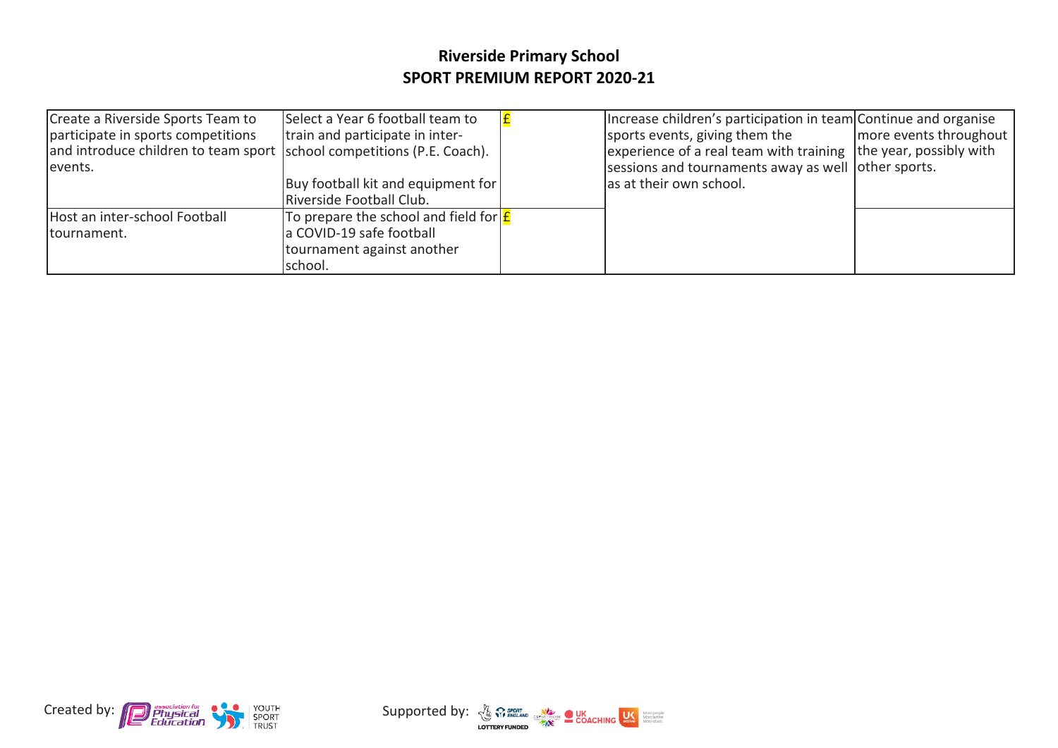**Riverside Primary School**
**SPORT PREMIUM REPORT 2020-21**

| | | | | |
|---|---|---|---|---|
| Create a Riverside Sports Team to participate in sports competitions and introduce children to team sport events. | Select a Year 6 football team to train and participate in inter-school competitions (P.E. Coach).<br><br>Buy football kit and equipment for Riverside Football Club. | £ | Increase children's participation in team sports events, giving them the experience of a real team with training sessions and tournaments away as well as at their own school. | Continue and organise more events throughout the year, possibly with other sports. |
| Host an inter-school Football tournament. | To prepare the school and field for a COVID-19 safe football tournament against another school. | £ | | |